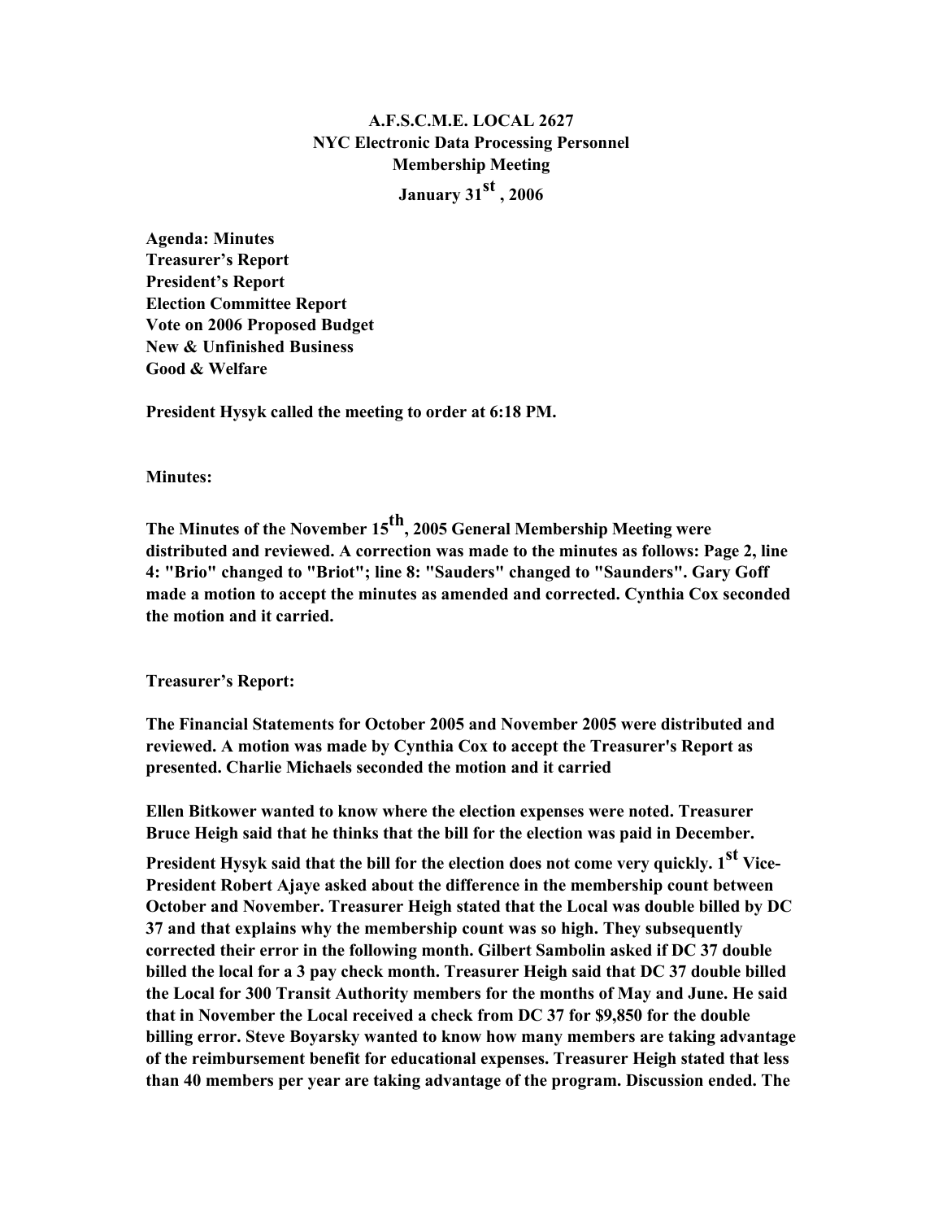# A.F.S.C.M.E. LOCAL 2627
## NYC Electronic Data Processing Personnel
## Membership Meeting
## January 31st, 2006

**Agenda: Minutes**
**Treasurer's Report**
**President's Report**
**Election Committee Report**
**Vote on 2006 Proposed Budget**
**New & Unfinished Business**
**Good & Welfare**

**President Hysyk called the meeting to order at 6:18 PM.**

**Minutes:**

**The Minutes of the November 15th, 2005 General Membership Meeting were distributed and reviewed. A correction was made to the minutes as follows: Page 2, line 4: "Brio" changed to "Briot"; line 8: "Sauders" changed to "Saunders". Gary Goff made a motion to accept the minutes as amended and corrected. Cynthia Cox seconded the motion and it carried.**

**Treasurer's Report:**

**The Financial Statements for October 2005 and November 2005 were distributed and reviewed. A motion was made by Cynthia Cox to accept the Treasurer's Report as presented. Charlie Michaels seconded the motion and it carried**

**Ellen Bitkower wanted to know where the election expenses were noted. Treasurer Bruce Heigh said that he thinks that the bill for the election was paid in December. President Hysyk said that the bill for the election does not come very quickly. 1st Vice-President Robert Ajaye asked about the difference in the membership count between October and November. Treasurer Heigh stated that the Local was double billed by DC 37 and that explains why the membership count was so high. They subsequently corrected their error in the following month. Gilbert Sambolin asked if DC 37 double billed the local for a 3 pay check month. Treasurer Heigh said that DC 37 double billed the Local for 300 Transit Authority members for the months of May and June. He said that in November the Local received a check from DC 37 for $9,850 for the double billing error. Steve Boyarsky wanted to know how many members are taking advantage of the reimbursement benefit for educational expenses. Treasurer Heigh stated that less than 40 members per year are taking advantage of the program. Discussion ended. The**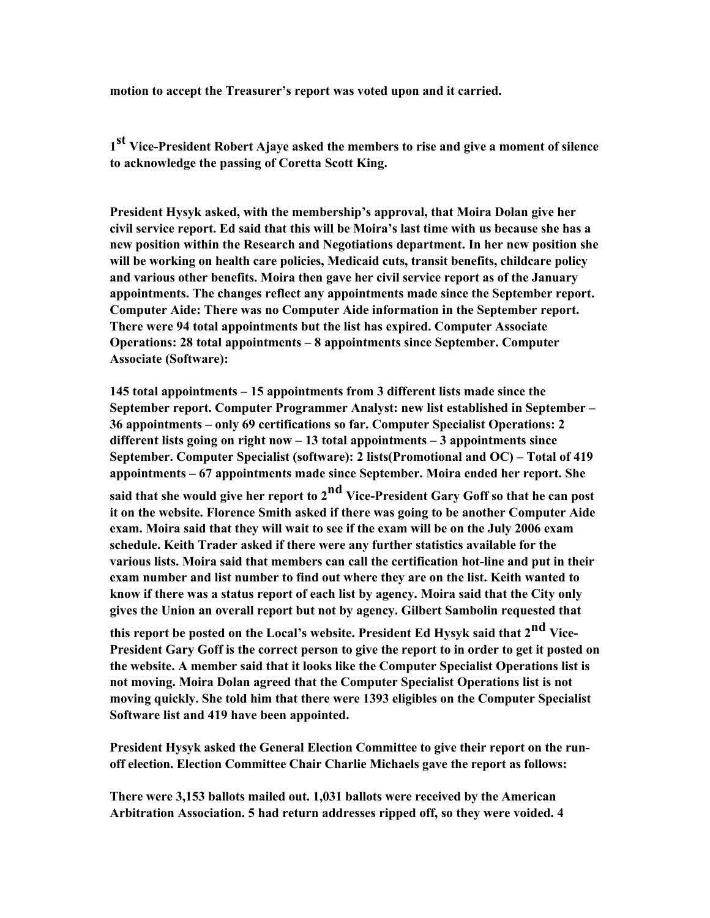**motion to accept the Treasurer's report was voted upon and it carried.**

**1st Vice-President Robert Ajaye asked the members to rise and give a moment of silence to acknowledge the passing of Coretta Scott King.**

**President Hysyk asked, with the membership's approval, that Moira Dolan give her civil service report. Ed said that this will be Moira's last time with us because she has a new position within the Research and Negotiations department. In her new position she will be working on health care policies, Medicaid cuts, transit benefits, childcare policy and various other benefits. Moira then gave her civil service report as of the January appointments. The changes reflect any appointments made since the September report. Computer Aide: There was no Computer Aide information in the September report. There were 94 total appointments but the list has expired. Computer Associate Operations: 28 total appointments – 8 appointments since September. Computer Associate (Software):**

**145 total appointments – 15 appointments from 3 different lists made since the September report. Computer Programmer Analyst: new list established in September – 36 appointments – only 69 certifications so far. Computer Specialist Operations: 2 different lists going on right now – 13 total appointments – 3 appointments since September. Computer Specialist (software): 2 lists(Promotional and OC) – Total of 419 appointments – 67 appointments made since September. Moira ended her report. She said that she would give her report to 2nd Vice-President Gary Goff so that he can post it on the website. Florence Smith asked if there was going to be another Computer Aide exam. Moira said that they will wait to see if the exam will be on the July 2006 exam schedule. Keith Trader asked if there were any further statistics available for the various lists. Moira said that members can call the certification hot-line and put in their exam number and list number to find out where they are on the list. Keith wanted to know if there was a status report of each list by agency. Moira said that the City only gives the Union an overall report but not by agency. Gilbert Sambolin requested that this report be posted on the Local's website. President Ed Hysyk said that 2nd Vice-President Gary Goff is the correct person to give the report to in order to get it posted on the website. A member said that it looks like the Computer Specialist Operations list is not moving. Moira Dolan agreed that the Computer Specialist Operations list is not moving quickly. She told him that there were 1393 eligibles on the Computer Specialist Software list and 419 have been appointed.**

**President Hysyk asked the General Election Committee to give their report on the run-off election. Election Committee Chair Charlie Michaels gave the report as follows:**

**There were 3,153 ballots mailed out. 1,031 ballots were received by the American Arbitration Association. 5 had return addresses ripped off, so they were voided. 4**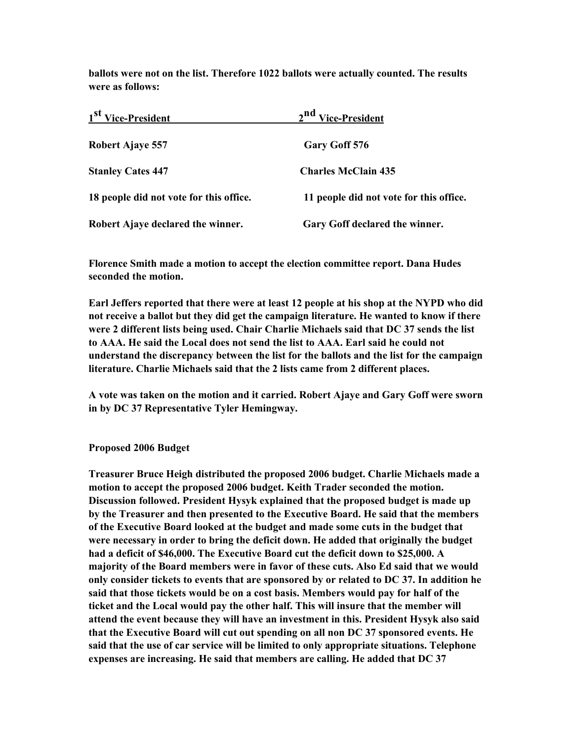**ballots were not on the list. Therefore 1022 ballots were actually counted. The results were as follows:**

| 1st Vice-President | 2nd Vice-President |
|---|---|
| **Robert Ajaye 557** | **Gary Goff 576** |
| **Stanley Cates 447** | **Charles McClain 435** |
| **18 people did not vote for this office.** | **11 people did not vote for this office.** |
| **Robert Ajaye declared the winner.** | **Gary Goff declared the winner.** |

**Florence Smith made a motion to accept the election committee report. Dana Hudes seconded the motion.**

**Earl Jeffers reported that there were at least 12 people at his shop at the NYPD who did not receive a ballot but they did get the campaign literature. He wanted to know if there were 2 different lists being used. Chair Charlie Michaels said that DC 37 sends the list to AAA. He said the Local does not send the list to AAA. Earl said he could not understand the discrepancy between the list for the ballots and the list for the campaign literature. Charlie Michaels said that the 2 lists came from 2 different places.**

**A vote was taken on the motion and it carried. Robert Ajaye and Gary Goff were sworn in by DC 37 Representative Tyler Hemingway.**

**Proposed 2006 Budget**

**Treasurer Bruce Heigh distributed the proposed 2006 budget. Charlie Michaels made a motion to accept the proposed 2006 budget. Keith Trader seconded the motion. Discussion followed. President Hysyk explained that the proposed budget is made up by the Treasurer and then presented to the Executive Board. He said that the members of the Executive Board looked at the budget and made some cuts in the budget that were necessary in order to bring the deficit down. He added that originally the budget had a deficit of $46,000. The Executive Board cut the deficit down to $25,000. A majority of the Board members were in favor of these cuts. Also Ed said that we would only consider tickets to events that are sponsored by or related to DC 37. In addition he said that those tickets would be on a cost basis. Members would pay for half of the ticket and the Local would pay the other half. This will insure that the member will attend the event because they will have an investment in this. President Hysyk also said that the Executive Board will cut out spending on all non DC 37 sponsored events. He said that the use of car service will be limited to only appropriate situations. Telephone expenses are increasing. He said that members are calling. He added that DC 37**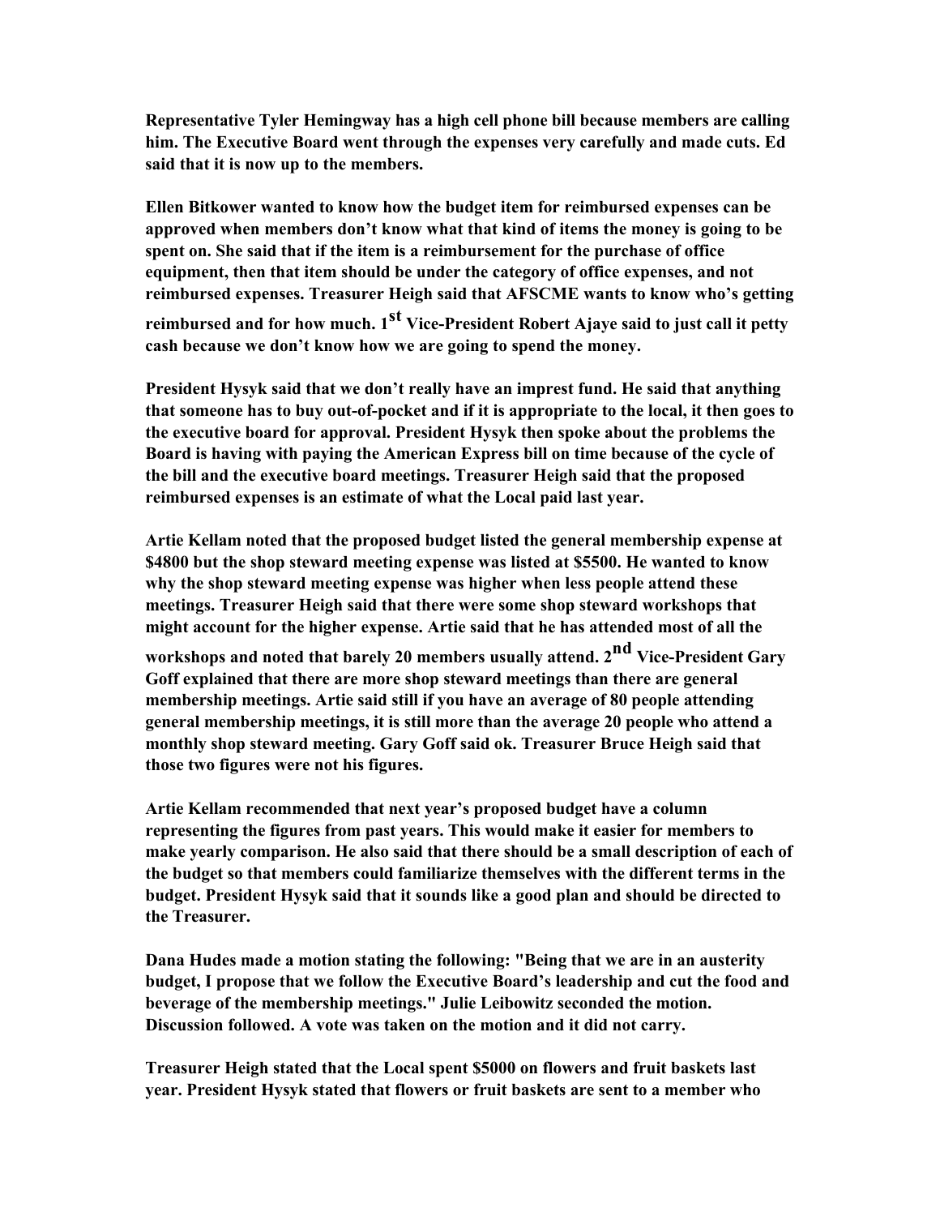**Representative Tyler Hemingway has a high cell phone bill because members are calling him. The Executive Board went through the expenses very carefully and made cuts. Ed said that it is now up to the members.**

**Ellen Bitkower wanted to know how the budget item for reimbursed expenses can be approved when members don't know what that kind of items the money is going to be spent on. She said that if the item is a reimbursement for the purchase of office equipment, then that item should be under the category of office expenses, and not reimbursed expenses. Treasurer Heigh said that AFSCME wants to know who's getting reimbursed and for how much. 1st Vice-President Robert Ajaye said to just call it petty cash because we don't know how we are going to spend the money.**

**President Hysyk said that we don't really have an imprest fund. He said that anything that someone has to buy out-of-pocket and if it is appropriate to the local, it then goes to the executive board for approval. President Hysyk then spoke about the problems the Board is having with paying the American Express bill on time because of the cycle of the bill and the executive board meetings. Treasurer Heigh said that the proposed reimbursed expenses is an estimate of what the Local paid last year.**

**Artie Kellam noted that the proposed budget listed the general membership expense at $4800 but the shop steward meeting expense was listed at $5500. He wanted to know why the shop steward meeting expense was higher when less people attend these meetings. Treasurer Heigh said that there were some shop steward workshops that might account for the higher expense. Artie said that he has attended most of all the workshops and noted that barely 20 members usually attend. 2nd Vice-President Gary Goff explained that there are more shop steward meetings than there are general membership meetings. Artie said still if you have an average of 80 people attending general membership meetings, it is still more than the average 20 people who attend a monthly shop steward meeting. Gary Goff said ok. Treasurer Bruce Heigh said that those two figures were not his figures.**

**Artie Kellam recommended that next year's proposed budget have a column representing the figures from past years. This would make it easier for members to make yearly comparison. He also said that there should be a small description of each of the budget so that members could familiarize themselves with the different terms in the budget. President Hysyk said that it sounds like a good plan and should be directed to the Treasurer.**

**Dana Hudes made a motion stating the following: "Being that we are in an austerity budget, I propose that we follow the Executive Board's leadership and cut the food and beverage of the membership meetings." Julie Leibowitz seconded the motion. Discussion followed. A vote was taken on the motion and it did not carry.**

**Treasurer Heigh stated that the Local spent $5000 on flowers and fruit baskets last year. President Hysyk stated that flowers or fruit baskets are sent to a member who**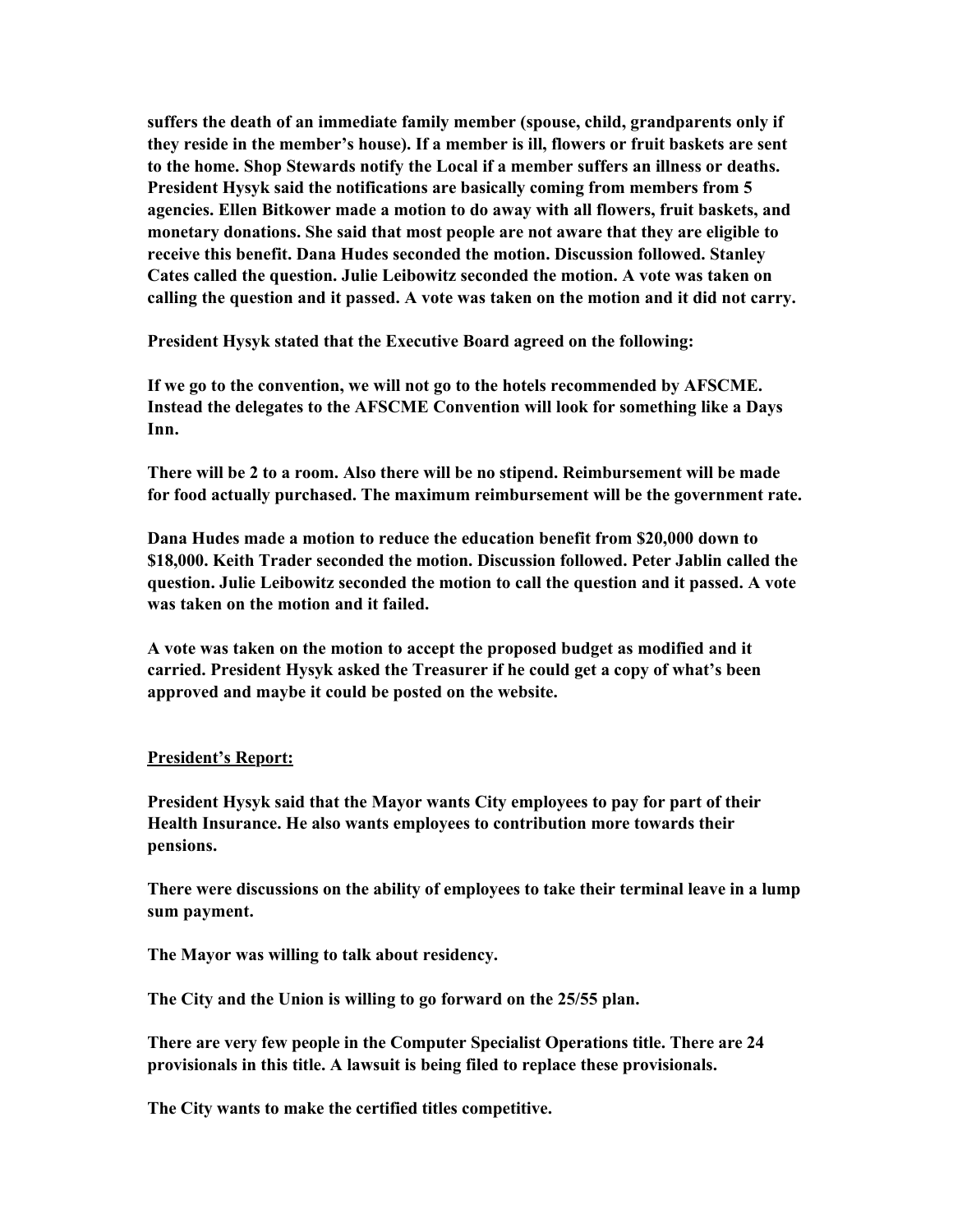**suffers the death of an immediate family member (spouse, child, grandparents only if they reside in the member's house). If a member is ill, flowers or fruit baskets are sent to the home. Shop Stewards notify the Local if a member suffers an illness or deaths. President Hysyk said the notifications are basically coming from members from 5 agencies. Ellen Bitkower made a motion to do away with all flowers, fruit baskets, and monetary donations. She said that most people are not aware that they are eligible to receive this benefit. Dana Hudes seconded the motion. Discussion followed. Stanley Cates called the question. Julie Leibowitz seconded the motion. A vote was taken on calling the question and it passed. A vote was taken on the motion and it did not carry.**

**President Hysyk stated that the Executive Board agreed on the following:**

**If we go to the convention, we will not go to the hotels recommended by AFSCME. Instead the delegates to the AFSCME Convention will look for something like a Days Inn.**

**There will be 2 to a room. Also there will be no stipend. Reimbursement will be made for food actually purchased. The maximum reimbursement will be the government rate.**

**Dana Hudes made a motion to reduce the education benefit from $20,000 down to $18,000. Keith Trader seconded the motion. Discussion followed. Peter Jablin called the question. Julie Leibowitz seconded the motion to call the question and it passed. A vote was taken on the motion and it failed.**

**A vote was taken on the motion to accept the proposed budget as modified and it carried. President Hysyk asked the Treasurer if he could get a copy of what's been approved and maybe it could be posted on the website.**

**<u>President's Report:</u>**

**President Hysyk said that the Mayor wants City employees to pay for part of their Health Insurance. He also wants employees to contribution more towards their pensions.**

**There were discussions on the ability of employees to take their terminal leave in a lump sum payment.**

**The Mayor was willing to talk about residency.**

**The City and the Union is willing to go forward on the 25/55 plan.**

**There are very few people in the Computer Specialist Operations title. There are 24 provisionals in this title. A lawsuit is being filed to replace these provisionals.**

**The City wants to make the certified titles competitive.**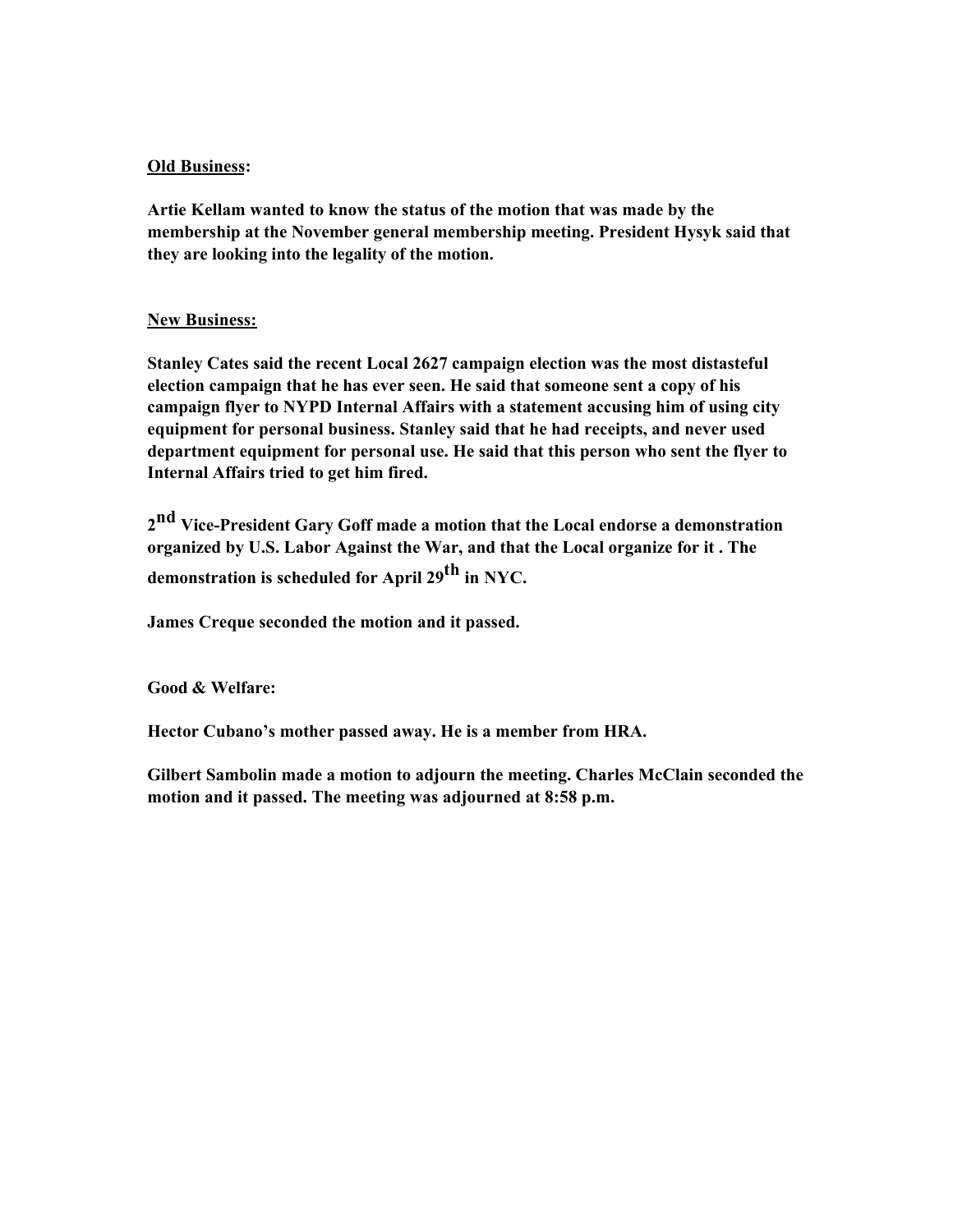**Old Business:**

**Artie Kellam wanted to know the status of the motion that was made by the membership at the November general membership meeting. President Hysyk said that they are looking into the legality of the motion.**

**New Business:**

**Stanley Cates said the recent Local 2627 campaign election was the most distasteful election campaign that he has ever seen. He said that someone sent a copy of his campaign flyer to NYPD Internal Affairs with a statement accusing him of using city equipment for personal business. Stanley said that he had receipts, and never used department equipment for personal use. He said that this person who sent the flyer to Internal Affairs tried to get him fired.**

**2nd Vice-President Gary Goff made a motion that the Local endorse a demonstration organized by U.S. Labor Against the War, and that the Local organize for it . The demonstration is scheduled for April 29th in NYC.**

**James Creque seconded the motion and it passed.**

**Good & Welfare:**

**Hector Cubano's mother passed away. He is a member from HRA.**

**Gilbert Sambolin made a motion to adjourn the meeting. Charles McClain seconded the motion and it passed. The meeting was adjourned at 8:58 p.m.**